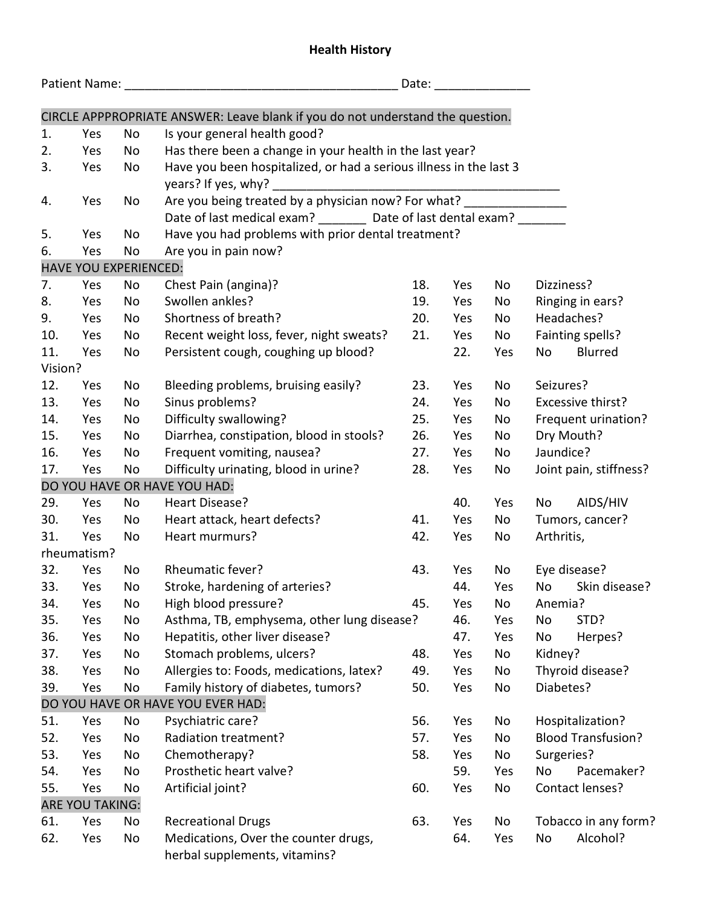# Health History

Patient Name: ________________________________________ Date: _____________

CIRCLE APPPROPRIATE ANSWER: Leave blank if you do not understand the question.

| # | | | Question |
|---|---|---|---|
| 1. | Yes | No | Is your general health good? |
| 2. | Yes | No | Has there been a change in your health in the last year? |
| 3. | Yes | No | Have you been hospitalized, or had a serious illness in the last 3 years? If yes, why? ____________________________________________ |
| 4. | Yes | No | Are you being treated by a physician now? For what? ______________ Date of last medical exam? _______ Date of last dental exam? _______ |
| 5. | Yes | No | Have you had problems with prior dental treatment? |
| 6. | Yes | No | Are you in pain now? |

**HAVE YOU EXPERIENCED:**

| # | | | Question | # | | | Question |
|---|---|---|---|---|---|---|---|
| 7. | Yes | No | Chest Pain (angina)? | 18. | Yes | No | Dizziness? |
| 8. | Yes | No | Swollen ankles? | 19. | Yes | No | Ringing in ears? |
| 9. | Yes | No | Shortness of breath? | 20. | Yes | No | Headaches? |
| 10. | Yes | No | Recent weight loss, fever, night sweats? | 21. | Yes | No | Fainting spells? |
| 11. | Yes | No | Persistent cough, coughing up blood? | 22. | Yes | No | Blurred Vision? |
| 12. | Yes | No | Bleeding problems, bruising easily? | 23. | Yes | No | Seizures? |
| 13. | Yes | No | Sinus problems? | 24. | Yes | No | Excessive thirst? |
| 14. | Yes | No | Difficulty swallowing? | 25. | Yes | No | Frequent urination? |
| 15. | Yes | No | Diarrhea, constipation, blood in stools? | 26. | Yes | No | Dry Mouth? |
| 16. | Yes | No | Frequent vomiting, nausea? | 27. | Yes | No | Jaundice? |
| 17. | Yes | No | Difficulty urinating, blood in urine? | 28. | Yes | No | Joint pain, stiffness? |

**DO YOU HAVE OR HAVE YOU HAD:**

| # | | | Question | # | | | Question |
|---|---|---|---|---|---|---|---|
| 29. | Yes | No | Heart Disease? | 40. | Yes | No | AIDS/HIV |
| 30. | Yes | No | Heart attack, heart defects? | 41. | Yes | No | Tumors, cancer? |
| 31. | Yes | No | Heart murmurs? | 42. | Yes | No | Arthritis, rheumatism? |
| 32. | Yes | No | Rheumatic fever? | 43. | Yes | No | Eye disease? |
| 33. | Yes | No | Stroke, hardening of arteries? | 44. | Yes | No | Skin disease? |
| 34. | Yes | No | High blood pressure? | 45. | Yes | No | Anemia? |
| 35. | Yes | No | Asthma, TB, emphysema, other lung disease? | 46. | Yes | No | STD? |
| 36. | Yes | No | Hepatitis, other liver disease? | 47. | Yes | No | Herpes? |
| 37. | Yes | No | Stomach problems, ulcers? | 48. | Yes | No | Kidney? |
| 38. | Yes | No | Allergies to: Foods, medications, latex? | 49. | Yes | No | Thyroid disease? |
| 39. | Yes | No | Family history of diabetes, tumors? | 50. | Yes | No | Diabetes? |

**DO YOU HAVE OR HAVE YOU EVER HAD:**

| # | | | Question | # | | | Question |
|---|---|---|---|---|---|---|---|
| 51. | Yes | No | Psychiatric care? | 56. | Yes | No | Hospitalization? |
| 52. | Yes | No | Radiation treatment? | 57. | Yes | No | Blood Transfusion? |
| 53. | Yes | No | Chemotherapy? | 58. | Yes | No | Surgeries? |
| 54. | Yes | No | Prosthetic heart valve? | 59. | Yes | No | Pacemaker? |
| 55. | Yes | No | Artificial joint? | 60. | Yes | No | Contact lenses? |

**ARE YOU TAKING:**

| # | | | Question | # | | | Question |
|---|---|---|---|---|---|---|---|
| 61. | Yes | No | Recreational Drugs | 63. | Yes | No | Tobacco in any form? |
| 62. | Yes | No | Medications, Over the counter drugs, herbal supplements, vitamins? | 64. | Yes | No | Alcohol? |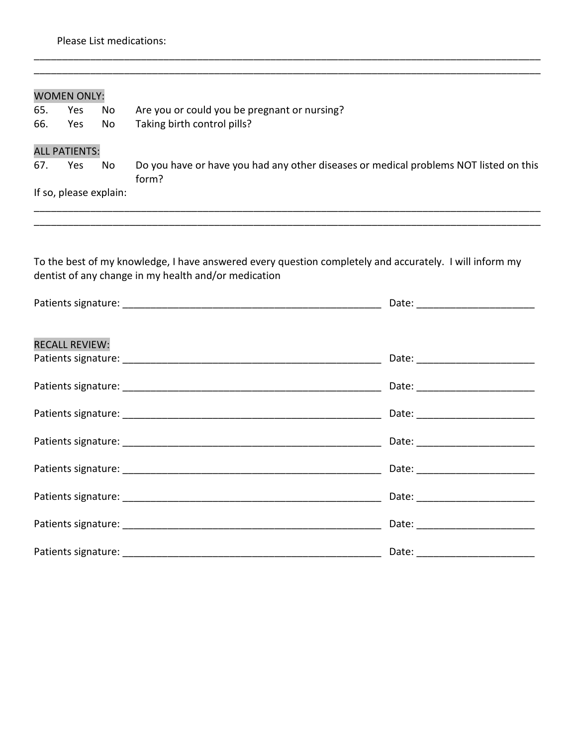Please List medications:

\_\_\_\_\_\_\_\_\_\_\_\_\_\_\_\_\_\_\_\_\_\_\_\_\_\_\_\_\_\_\_\_\_\_\_\_\_\_\_\_\_\_\_\_\_\_\_\_\_\_\_\_\_\_\_\_\_\_\_\_\_\_\_\_\_\_\_\_\_\_\_\_\_\_\_\_\_\_\_\_\_\_\_\_\_\_\_\_

\_\_\_\_\_\_\_\_\_\_\_\_\_\_\_\_\_\_\_\_\_\_\_\_\_\_\_\_\_\_\_\_\_\_\_\_\_\_\_\_\_\_\_\_\_\_\_\_\_\_\_\_\_\_\_\_\_\_\_\_\_\_\_\_\_\_\_\_\_\_\_\_\_\_\_\_\_\_\_\_\_\_\_\_\_\_\_\_

WOMEN ONLY:

65. Yes No Are you or could you be pregnant or nursing?
66. Yes No Taking birth control pills?

ALL PATIENTS:

67. Yes No Do you have or have you had any other diseases or medical problems NOT listed on this form?

If so, please explain:

\_\_\_\_\_\_\_\_\_\_\_\_\_\_\_\_\_\_\_\_\_\_\_\_\_\_\_\_\_\_\_\_\_\_\_\_\_\_\_\_\_\_\_\_\_\_\_\_\_\_\_\_\_\_\_\_\_\_\_\_\_\_\_\_\_\_\_\_\_\_\_\_\_\_\_\_\_\_\_\_\_\_\_\_\_\_\_\_

\_\_\_\_\_\_\_\_\_\_\_\_\_\_\_\_\_\_\_\_\_\_\_\_\_\_\_\_\_\_\_\_\_\_\_\_\_\_\_\_\_\_\_\_\_\_\_\_\_\_\_\_\_\_\_\_\_\_\_\_\_\_\_\_\_\_\_\_\_\_\_\_\_\_\_\_\_\_\_\_\_\_\_\_\_\_\_\_

To the best of my knowledge, I have answered every question completely and accurately. I will inform my dentist of any change in my health and/or medication

Patients signature: \_\_\_\_\_\_\_\_\_\_\_\_\_\_\_\_\_\_\_\_\_\_\_\_\_\_\_\_\_\_\_\_\_\_\_\_\_\_\_\_\_\_\_\_ Date: \_\_\_\_\_\_\_\_\_\_\_\_\_\_\_\_\_\_\_\_

RECALL REVIEW:

Patients signature: \_\_\_\_\_\_\_\_\_\_\_\_\_\_\_\_\_\_\_\_\_\_\_\_\_\_\_\_\_\_\_\_\_\_\_\_\_\_\_\_\_\_\_\_ Date: \_\_\_\_\_\_\_\_\_\_\_\_\_\_\_\_\_\_\_\_

Patients signature: \_\_\_\_\_\_\_\_\_\_\_\_\_\_\_\_\_\_\_\_\_\_\_\_\_\_\_\_\_\_\_\_\_\_\_\_\_\_\_\_\_\_\_\_ Date: \_\_\_\_\_\_\_\_\_\_\_\_\_\_\_\_\_\_\_\_

Patients signature: \_\_\_\_\_\_\_\_\_\_\_\_\_\_\_\_\_\_\_\_\_\_\_\_\_\_\_\_\_\_\_\_\_\_\_\_\_\_\_\_\_\_\_\_ Date: \_\_\_\_\_\_\_\_\_\_\_\_\_\_\_\_\_\_\_\_

Patients signature: \_\_\_\_\_\_\_\_\_\_\_\_\_\_\_\_\_\_\_\_\_\_\_\_\_\_\_\_\_\_\_\_\_\_\_\_\_\_\_\_\_\_\_\_ Date: \_\_\_\_\_\_\_\_\_\_\_\_\_\_\_\_\_\_\_\_

Patients signature: \_\_\_\_\_\_\_\_\_\_\_\_\_\_\_\_\_\_\_\_\_\_\_\_\_\_\_\_\_\_\_\_\_\_\_\_\_\_\_\_\_\_\_\_ Date: \_\_\_\_\_\_\_\_\_\_\_\_\_\_\_\_\_\_\_\_

Patients signature: \_\_\_\_\_\_\_\_\_\_\_\_\_\_\_\_\_\_\_\_\_\_\_\_\_\_\_\_\_\_\_\_\_\_\_\_\_\_\_\_\_\_\_\_ Date: \_\_\_\_\_\_\_\_\_\_\_\_\_\_\_\_\_\_\_\_

Patients signature: \_\_\_\_\_\_\_\_\_\_\_\_\_\_\_\_\_\_\_\_\_\_\_\_\_\_\_\_\_\_\_\_\_\_\_\_\_\_\_\_\_\_\_\_ Date: \_\_\_\_\_\_\_\_\_\_\_\_\_\_\_\_\_\_\_\_

Patients signature: \_\_\_\_\_\_\_\_\_\_\_\_\_\_\_\_\_\_\_\_\_\_\_\_\_\_\_\_\_\_\_\_\_\_\_\_\_\_\_\_\_\_\_\_ Date: \_\_\_\_\_\_\_\_\_\_\_\_\_\_\_\_\_\_\_\_